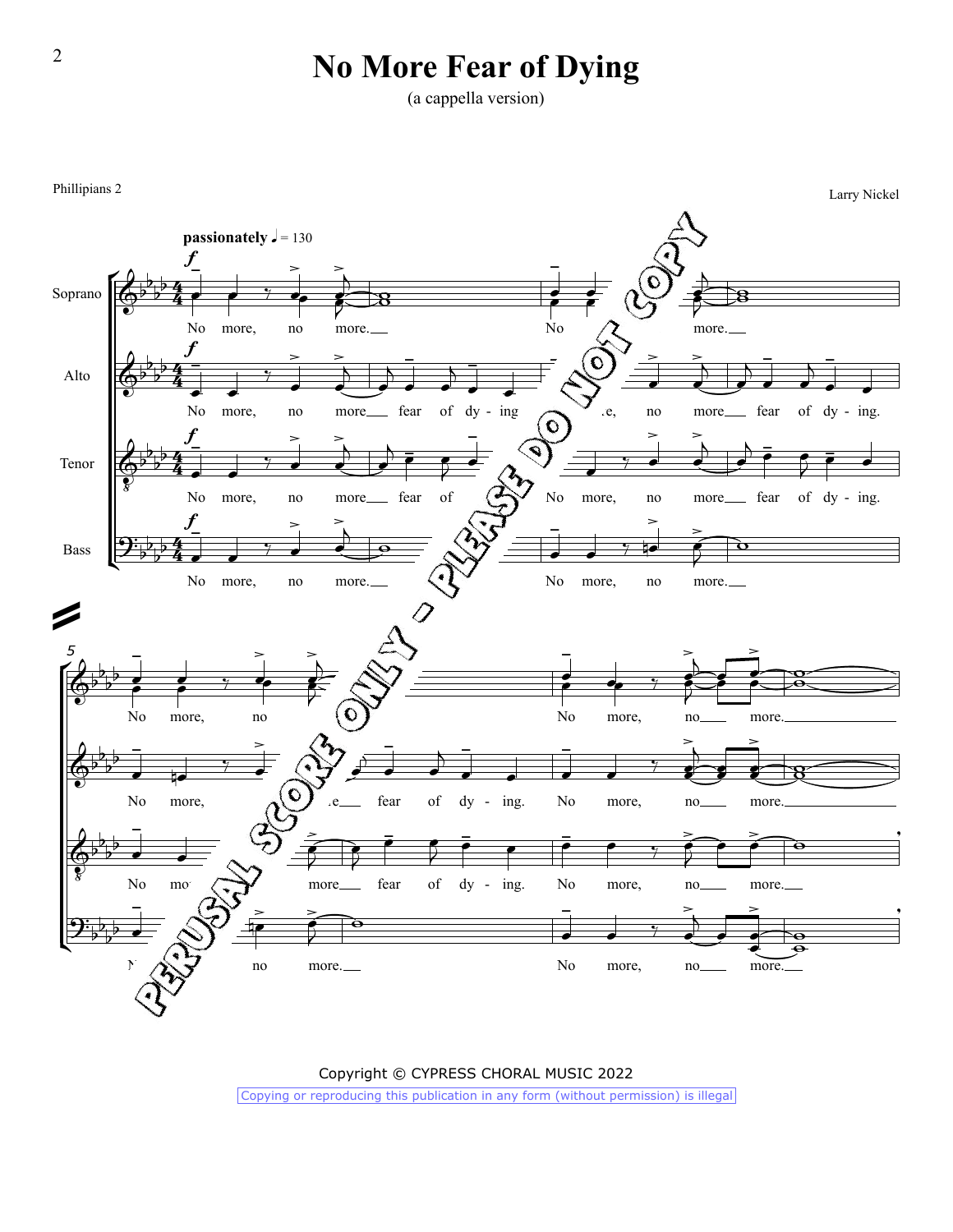# No More Fear of Dying

(a cappella version)

Phillipians 2

Larry Nickel

**passionately** ♩ = 130

Soprano: No more, no more. No more.

Alto: No more, no more fear of dying. No more, no more fear of dying.

Tenor: No more, no more fear of ... No more, no more fear of dying.

Bass: No more, no more. No more, no more.

Soprano: No more, no ... No more, no more.

Alto: No more, ... fear of dying. No more, no more.

Tenor: No more ... more fear of dying. No more, no more.

Bass: N... no more. No more, no more.

PERUSAL SCORE ONLY - PLEASE DO NOT COPY

Copyright © CYPRESS CHORAL MUSIC 2022

Copying or reproducing this publication in any form (without permission) is illegal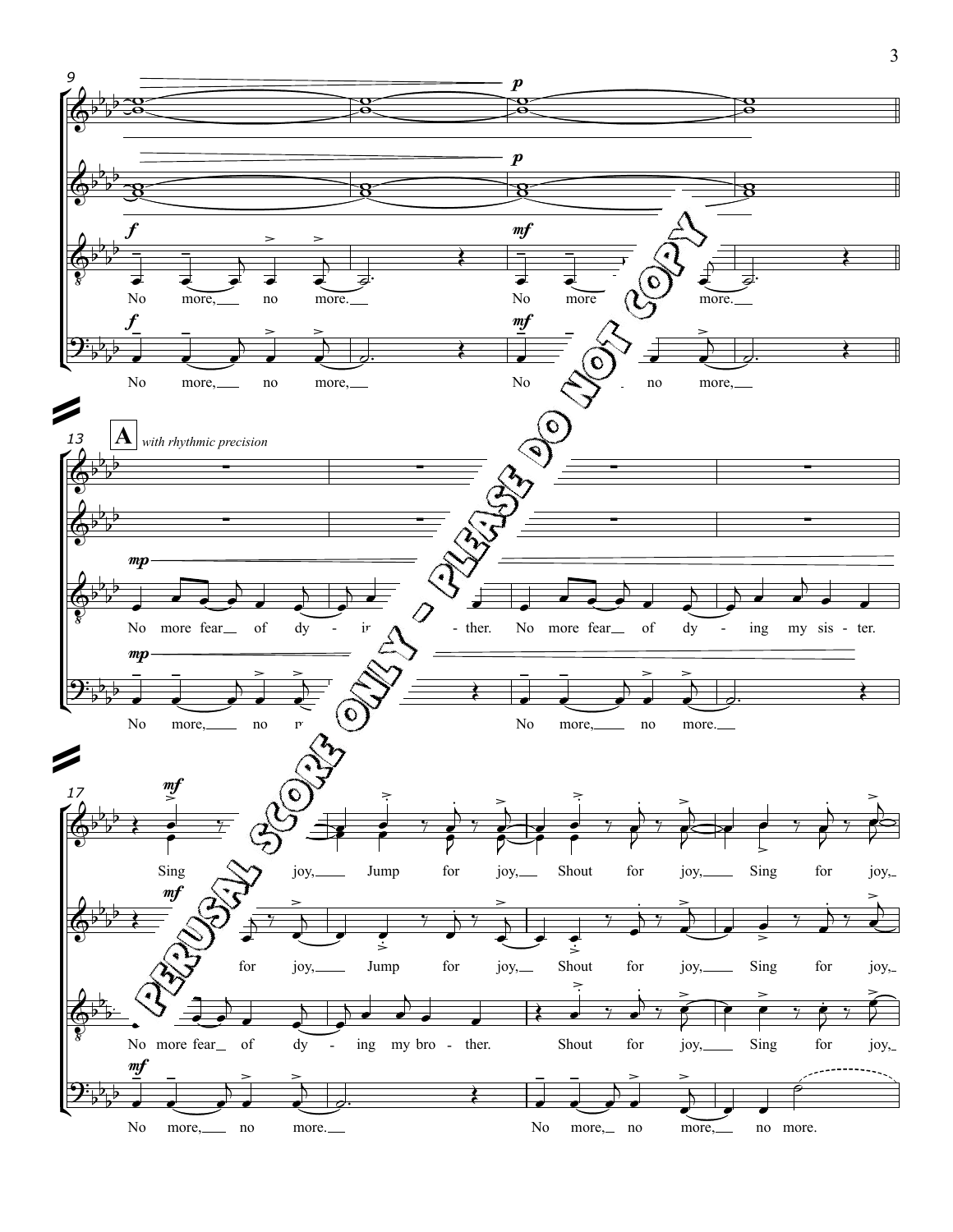**A** *with rhythmic precision*

No more, no more. No more, no more.

No more, no more, no more, no more, no more.

No more fear of dying my sister. No more fear of dying my brother.

Sing for joy, Jump for joy, Shout for joy, Sing for joy,

Shout for joy, Sing for joy,

No more, no more, no more.

PERUSAL SCORE ONLY - PLEASE DO NOT COPY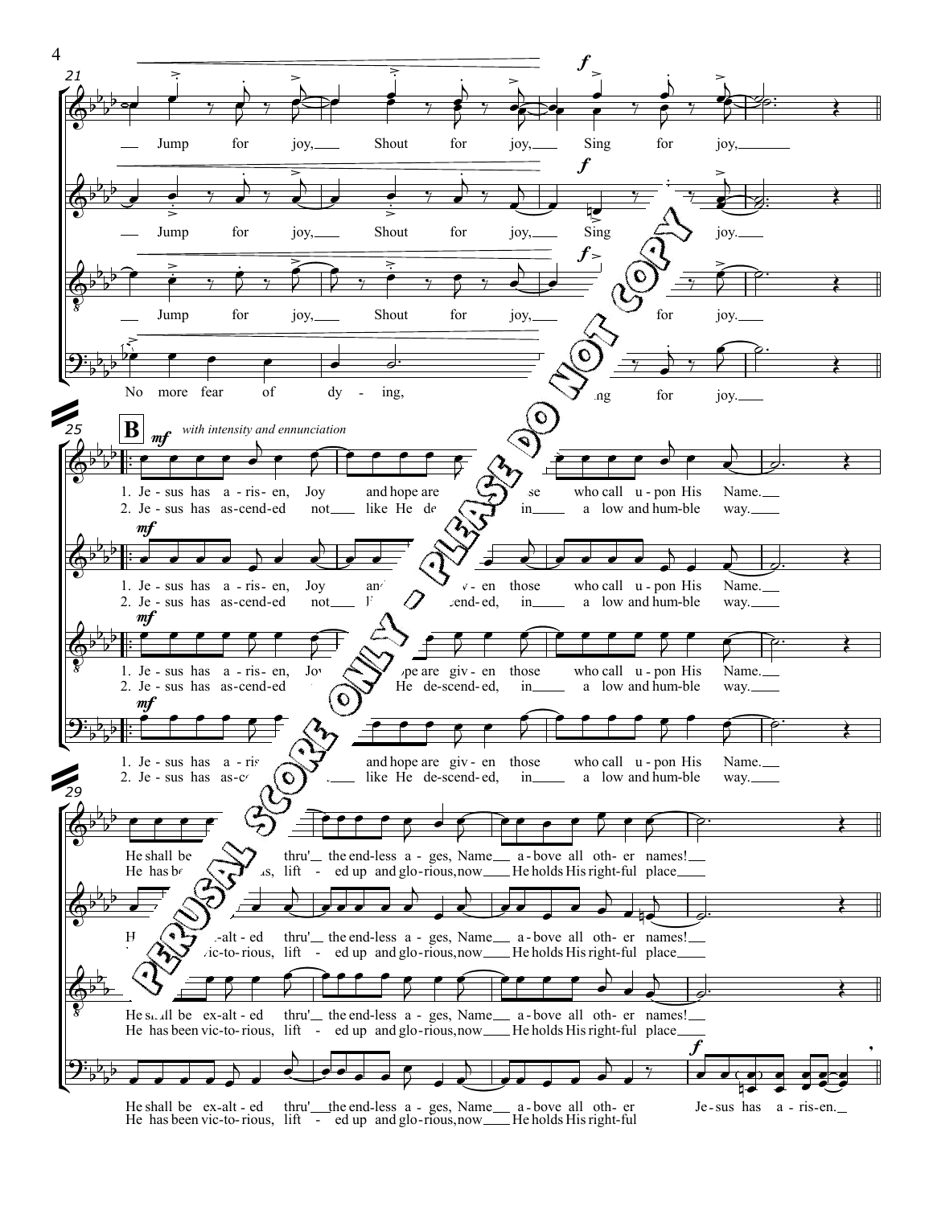**B** *mf* *with intensity and ennunciation*

— Jump for joy, — Shout for joy, — Sing for joy, —

— Jump for joy, — Shout for joy, — Sing for joy. —

— Jump for joy, — Shout for joy, — for joy. —

No more fear of dy - ing, ...ng for joy. —

1. Je - sus has a - ris - en, Joy and hope are giv - en those who call u - pon His Name. —
2. Je - sus has as - cend - ed not — like He de - scend - ed, in — a low and hum - ble way. —

He shall be ex - alt - ed thru' — the end - less a - ges, Name — a - bove all oth - er names! —
He has been vic - to - rious, lift - ed up and glo - rious, now — He holds His right - ful place —

He shall be ex - alt - ed thru' — the end - less a - ges, Name — a - bove all oth - er
He has been vic - to - rious, lift - ed up and glo - rious, now — He holds His right - ful

*f* Je - sus has a - ris - en. —

PERUSAL SCORE ONLY - PLEASE DO NOT COPY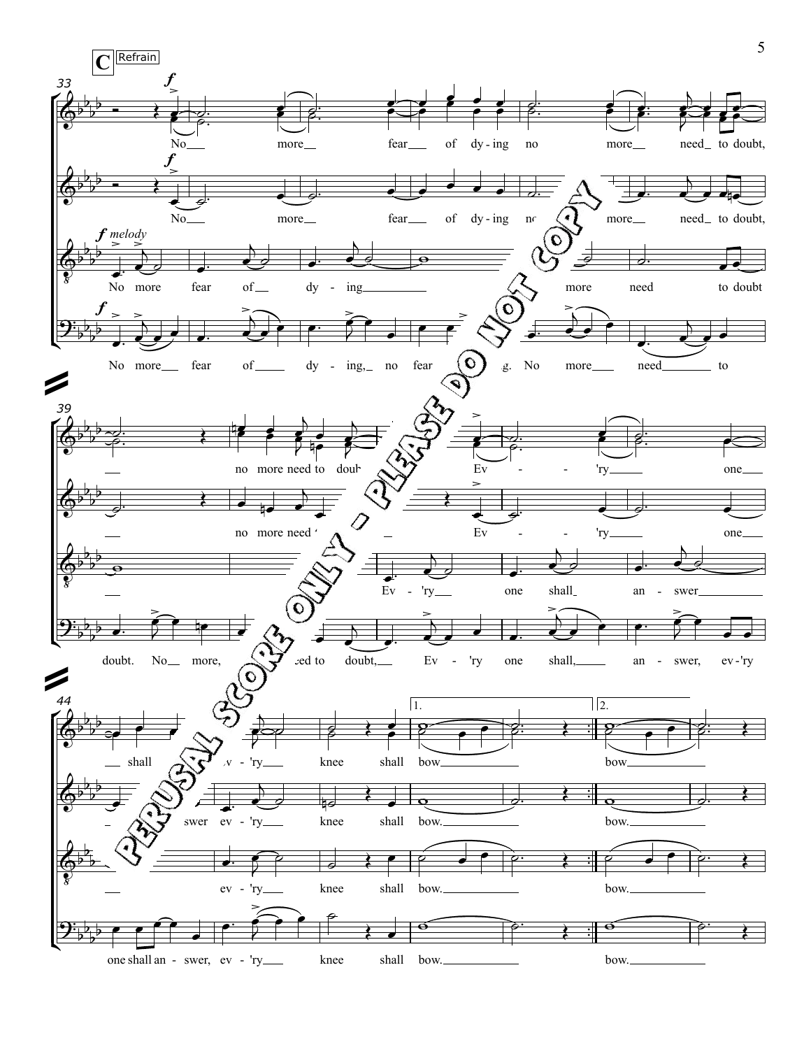**C** Refrain

33

No more fear of dy-ing no more need to doubt,

No more fear of dy-ing no more need to doubt,

*melody*

No more fear of dy-ing more need to doubt

No more fear of dy-ing, no fear g. No more need to

39

no more need to doubt Ev-'ry one

no more need Ev-'ry one

Ev-'ry one shall an-swer

doubt. No more, eed to doubt, Ev-'ry one shall, an-swer, ev-'ry

44

shall ev-'ry knee shall bow bow

swer ev-'ry knee shall bow. bow.

ev-'ry knee shall bow. bow.

one shall an-swer, ev-'ry knee shall bow. bow.

PERUSAL SCORE ONLY - PLEASE DO NOT COPY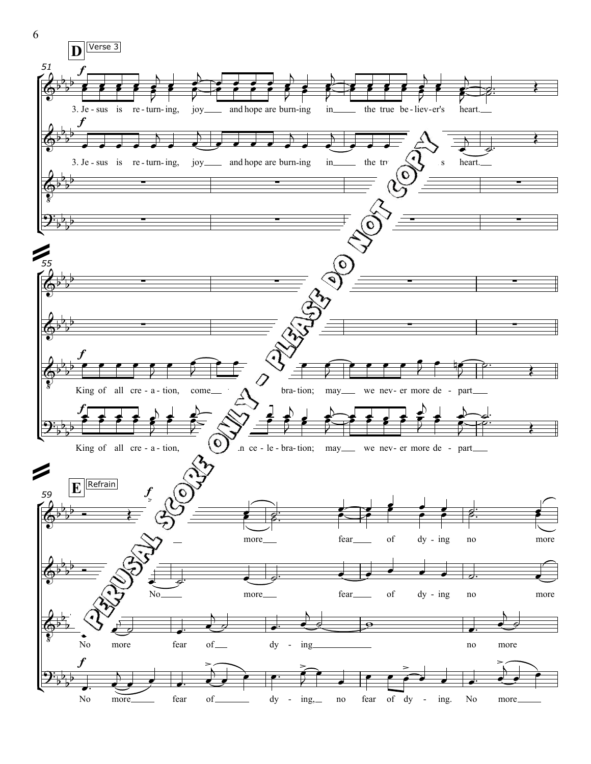**D** Verse 3

51

3. Je - sus is re - turn - ing, joy and hope are burn - ing in the true be - liev - er's heart.

3. Je - sus is re - turn - ing, joy and hope are burn - ing in the tr... s heart.

55

King of all cre - a - tion, come ... bra - tion; may we nev - er more de - part

King of all cre - a - tion, ...n ce - le - bra - tion; may we nev - er more de - part

**E** Refrain

59

more fear of dy - ing no more

No more fear of dy - ing no more

No more fear of dy - ing no more

No more fear of dy - ing, no fear of dy - ing. No more

PERUSAL SCORE ONLY - PLEASE DO NOT COPY